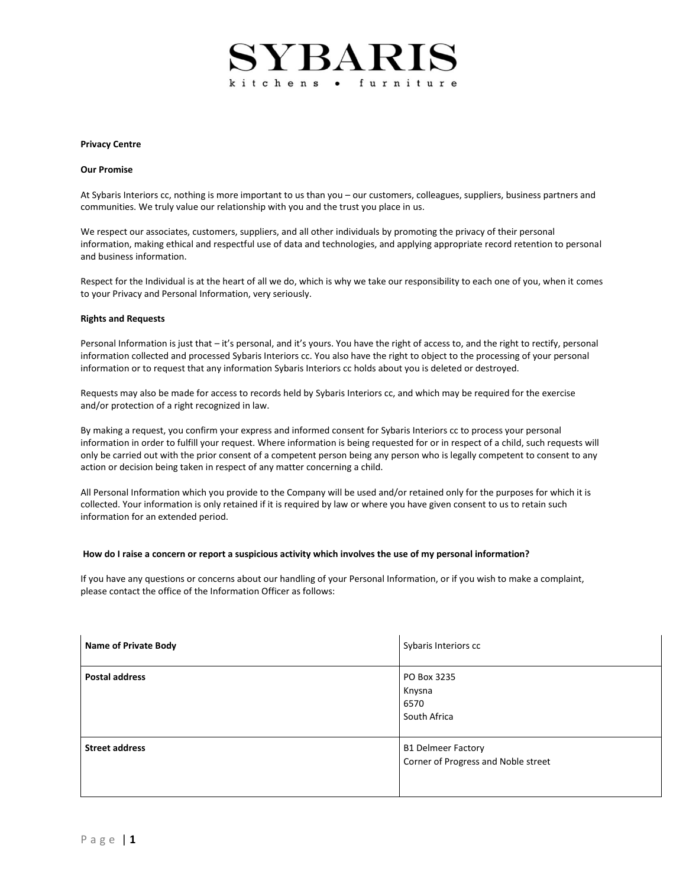# SYBARIS

kitchens • furniture

**Privacy Centre**

**Our Promise**

At Sybaris Interiors cc, nothing is more important to us than you – our customers, colleagues, suppliers, business partners and communities. We truly value our relationship with you and the trust you place in us.

We respect our associates, customers, suppliers, and all other individuals by promoting the privacy of their personal information, making ethical and respectful use of data and technologies, and applying appropriate record retention to personal and business information.

Respect for the Individual is at the heart of all we do, which is why we take our responsibility to each one of you, when it comes to your Privacy and Personal Information, very seriously.

**Rights and Requests**

Personal Information is just that – it's personal, and it's yours. You have the right of access to, and the right to rectify, personal information collected and processed Sybaris Interiors cc. You also have the right to object to the processing of your personal information or to request that any information Sybaris Interiors cc holds about you is deleted or destroyed.

Requests may also be made for access to records held by Sybaris Interiors cc, and which may be required for the exercise and/or protection of a right recognized in law.

By making a request, you confirm your express and informed consent for Sybaris Interiors cc to process your personal information in order to fulfill your request. Where information is being requested for or in respect of a child, such requests will only be carried out with the prior consent of a competent person being any person who is legally competent to consent to any action or decision being taken in respect of any matter concerning a child.

All Personal Information which you provide to the Company will be used and/or retained only for the purposes for which it is collected. Your information is only retained if it is required by law or where you have given consent to us to retain such information for an extended period.

**How do I raise a concern or report a suspicious activity which involves the use of my personal information?**

If you have any questions or concerns about our handling of your Personal Information, or if you wish to make a complaint, please contact the office of the Information Officer as follows:

| | |
|---|---|
| **Name of Private Body** | Sybaris Interiors cc |
| **Postal address** | PO Box 3235<br>Knysna<br>6570<br>South Africa |
| **Street address** | B1 Delmeer Factory<br>Corner of Progress and Noble street |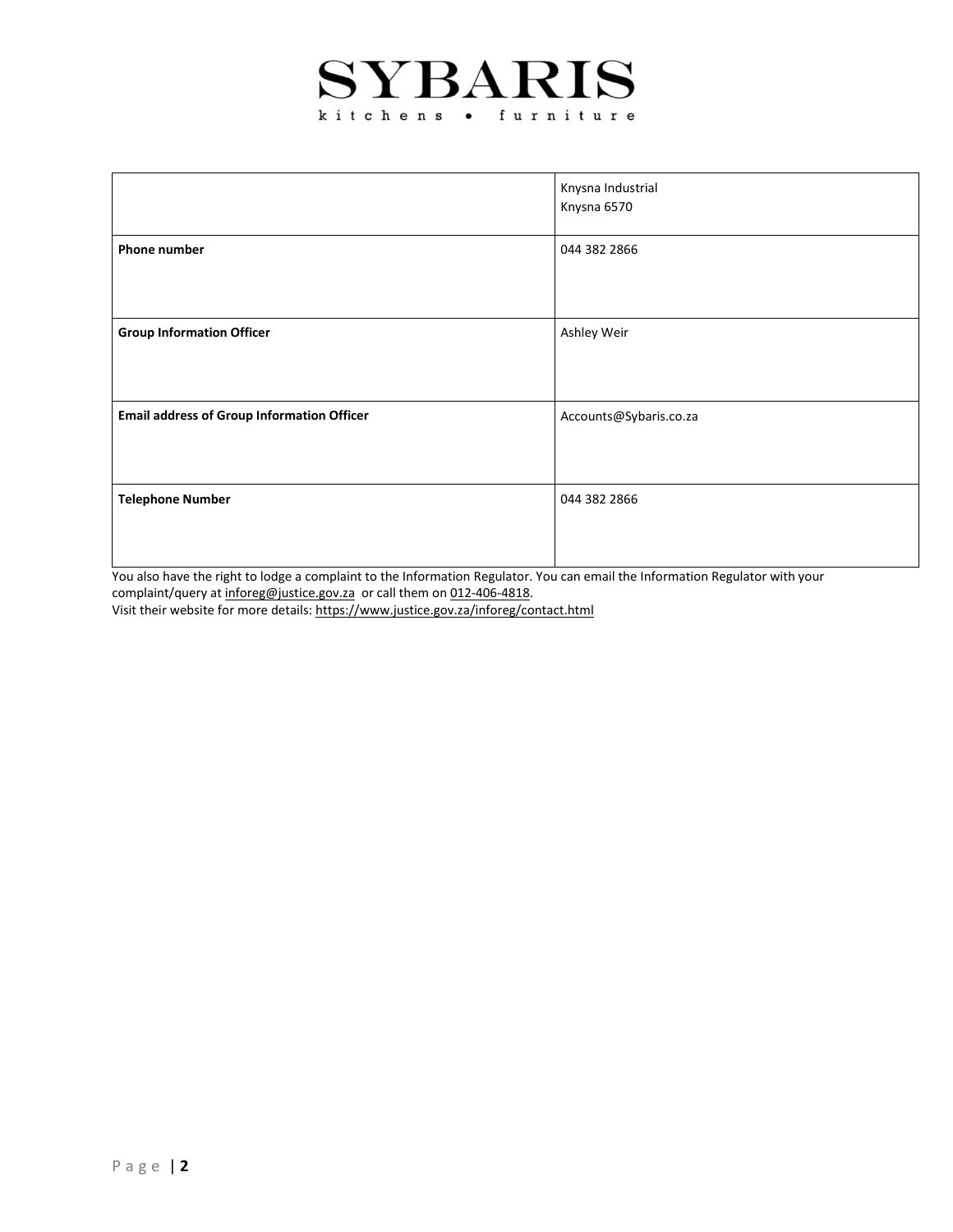# SYBARIS

kitchens • furniture

| | |
|---|---|
| | Knysna Industrial<br>Knysna 6570 |
| **Phone number** | 044 382 2866 |
| **Group Information Officer** | Ashley Weir |
| **Email address of Group Information Officer** | Accounts@Sybaris.co.za |
| **Telephone Number** | 044 382 2866 |

You also have the right to lodge a complaint to the Information Regulator. You can email the Information Regulator with your complaint/query at inforeg@justice.gov.za or call them on 012-406-4818.
Visit their website for more details: https://www.justice.gov.za/inforeg/contact.html